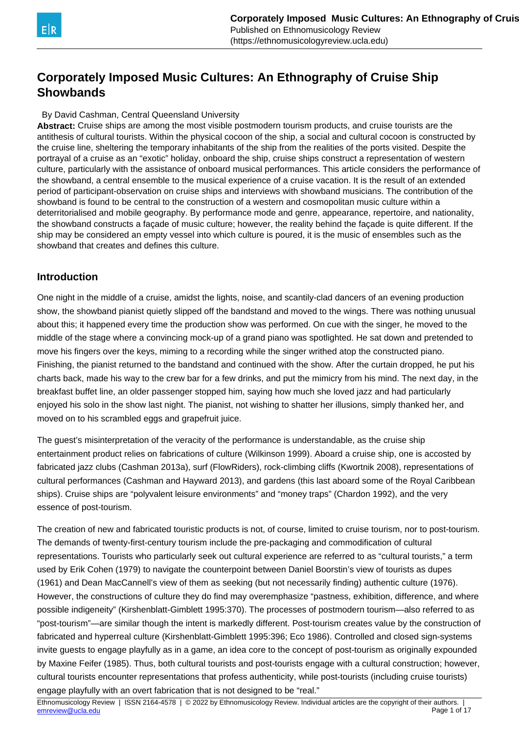# Corporately Imposed Music Cultures: An Ethnography of Cruise Ship Showbands

By David Cashman, Central Queensland University

**Abstract:** Cruise ships are among the most visible postmodern tourism products, and cruise tourists are the antithesis of cultural tourists. Within the physical cocoon of the ship, a social and cultural cocoon is constructed by the cruise line, sheltering the temporary inhabitants of the ship from the realities of the ports visited. Despite the portrayal of a cruise as an "exotic" holiday, onboard the ship, cruise ships construct a representation of western culture, particularly with the assistance of onboard musical performances. This article considers the performance of the showband, a central ensemble to the musical experience of a cruise vacation. It is the result of an extended period of participant-observation on cruise ships and interviews with showband musicians. The contribution of the showband is found to be central to the construction of a western and cosmopolitan music culture within a deterritorialised and mobile geography. By performance mode and genre, appearance, repertoire, and nationality, the showband constructs a façade of music culture; however, the reality behind the façade is quite different. If the ship may be considered an empty vessel into which culture is poured, it is the music of ensembles such as the showband that creates and defines this culture.

## Introduction

One night in the middle of a cruise, amidst the lights, noise, and scantily-clad dancers of an evening production show, the showband pianist quietly slipped off the bandstand and moved to the wings. There was nothing unusual about this; it happened every time the production show was performed. On cue with the singer, he moved to the middle of the stage where a convincing mock-up of a grand piano was spotlighted. He sat down and pretended to move his fingers over the keys, miming to a recording while the singer writhed atop the constructed piano. Finishing, the pianist returned to the bandstand and continued with the show. After the curtain dropped, he put his charts back, made his way to the crew bar for a few drinks, and put the mimicry from his mind. The next day, in the breakfast buffet line, an older passenger stopped him, saying how much she loved jazz and had particularly enjoyed his solo in the show last night. The pianist, not wishing to shatter her illusions, simply thanked her, and moved on to his scrambled eggs and grapefruit juice.

The guest's misinterpretation of the veracity of the performance is understandable, as the cruise ship entertainment product relies on fabrications of culture (Wilkinson 1999). Aboard a cruise ship, one is accosted by fabricated jazz clubs (Cashman 2013a), surf (FlowRiders), rock-climbing cliffs (Kwortnik 2008), representations of cultural performances (Cashman and Hayward 2013), and gardens (this last aboard some of the Royal Caribbean ships). Cruise ships are "polyvalent leisure environments" and "money traps" (Chardon 1992), and the very essence of post-tourism.

The creation of new and fabricated touristic products is not, of course, limited to cruise tourism, nor to post-tourism. The demands of twenty-first-century tourism include the pre-packaging and commodification of cultural representations. Tourists who particularly seek out cultural experience are referred to as "cultural tourists," a term used by Erik Cohen (1979) to navigate the counterpoint between Daniel Boorstin's view of tourists as dupes (1961) and Dean MacCannell's view of them as seeking (but not necessarily finding) authentic culture (1976). However, the constructions of culture they do find may overemphasize "pastness, exhibition, difference, and where possible indigeneity" (Kirshenblatt-Gimblett 1995:370). The processes of postmodern tourism—also referred to as "post-tourism"—are similar though the intent is markedly different. Post-tourism creates value by the construction of fabricated and hyperreal culture (Kirshenblatt-Gimblett 1995:396; Eco 1986). Controlled and closed sign-systems invite guests to engage playfully as in a game, an idea core to the concept of post-tourism as originally expounded by Maxine Feifer (1985). Thus, both cultural tourists and post-tourists engage with a cultural construction; however, cultural tourists encounter representations that profess authenticity, while post-tourists (including cruise tourists) engage playfully with an overt fabrication that is not designed to be "real."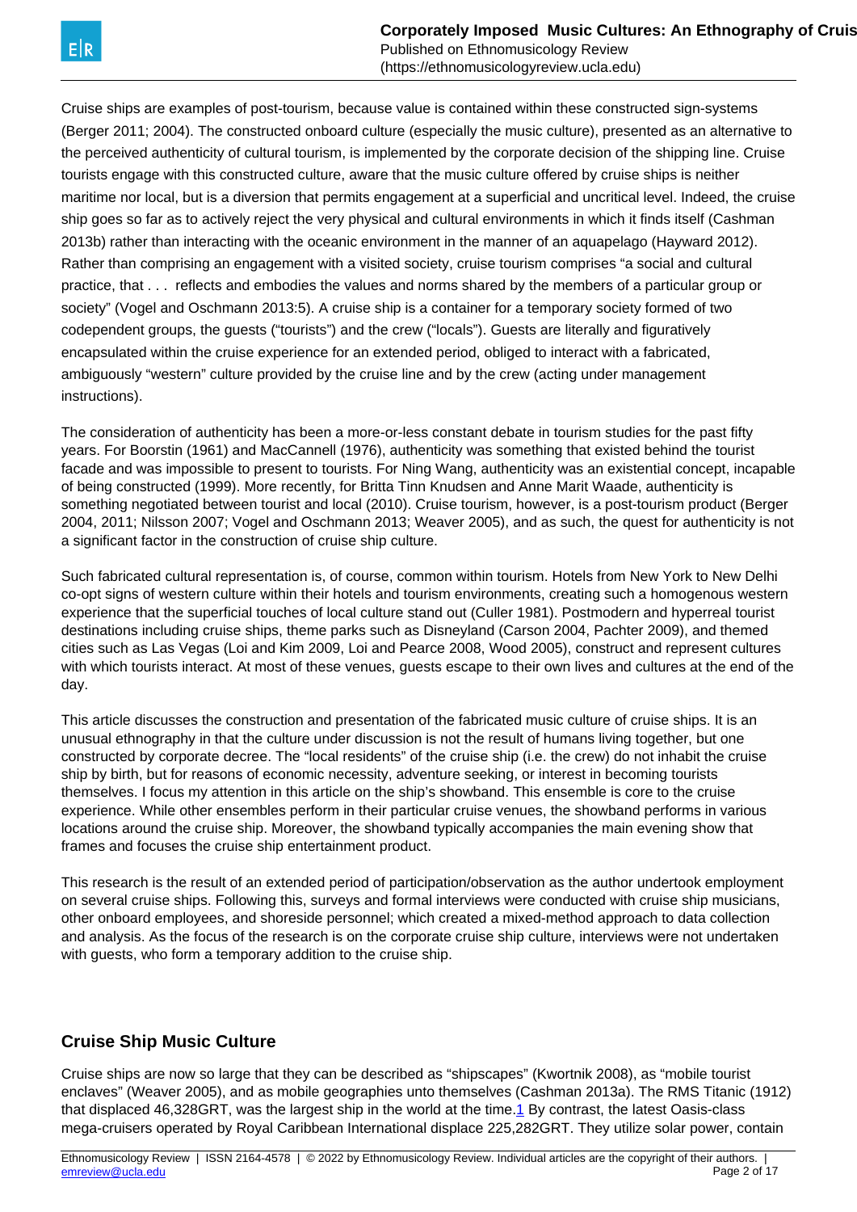Cruise ships are examples of post-tourism, because value is contained within these constructed sign-systems (Berger 2011; 2004). The constructed onboard culture (especially the music culture), presented as an alternative to the perceived authenticity of cultural tourism, is implemented by the corporate decision of the shipping line. Cruise tourists engage with this constructed culture, aware that the music culture offered by cruise ships is neither maritime nor local, but is a diversion that permits engagement at a superficial and uncritical level. Indeed, the cruise ship goes so far as to actively reject the very physical and cultural environments in which it finds itself (Cashman 2013b) rather than interacting with the oceanic environment in the manner of an aquapelago (Hayward 2012). Rather than comprising an engagement with a visited society, cruise tourism comprises "a social and cultural practice, that . . . reflects and embodies the values and norms shared by the members of a particular group or society" (Vogel and Oschmann 2013:5). A cruise ship is a container for a temporary society formed of two codependent groups, the guests ("tourists") and the crew ("locals"). Guests are literally and figuratively encapsulated within the cruise experience for an extended period, obliged to interact with a fabricated, ambiguously "western" culture provided by the cruise line and by the crew (acting under management instructions).

The consideration of authenticity has been a more-or-less constant debate in tourism studies for the past fifty years. For Boorstin (1961) and MacCannell (1976), authenticity was something that existed behind the tourist facade and was impossible to present to tourists. For Ning Wang, authenticity was an existential concept, incapable of being constructed (1999). More recently, for Britta Tinn Knudsen and Anne Marit Waade, authenticity is something negotiated between tourist and local (2010). Cruise tourism, however, is a post-tourism product (Berger 2004, 2011; Nilsson 2007; Vogel and Oschmann 2013; Weaver 2005), and as such, the quest for authenticity is not a significant factor in the construction of cruise ship culture.

Such fabricated cultural representation is, of course, common within tourism. Hotels from New York to New Delhi co-opt signs of western culture within their hotels and tourism environments, creating such a homogenous western experience that the superficial touches of local culture stand out (Culler 1981). Postmodern and hyperreal tourist destinations including cruise ships, theme parks such as Disneyland (Carson 2004, Pachter 2009), and themed cities such as Las Vegas (Loi and Kim 2009, Loi and Pearce 2008, Wood 2005), construct and represent cultures with which tourists interact. At most of these venues, guests escape to their own lives and cultures at the end of the day.

This article discusses the construction and presentation of the fabricated music culture of cruise ships. It is an unusual ethnography in that the culture under discussion is not the result of humans living together, but one constructed by corporate decree. The "local residents" of the cruise ship (i.e. the crew) do not inhabit the cruise ship by birth, but for reasons of economic necessity, adventure seeking, or interest in becoming tourists themselves. I focus my attention in this article on the ship's showband. This ensemble is core to the cruise experience. While other ensembles perform in their particular cruise venues, the showband performs in various locations around the cruise ship. Moreover, the showband typically accompanies the main evening show that frames and focuses the cruise ship entertainment product.

This research is the result of an extended period of participation/observation as the author undertook employment on several cruise ships. Following this, surveys and formal interviews were conducted with cruise ship musicians, other onboard employees, and shoreside personnel; which created a mixed-method approach to data collection and analysis. As the focus of the research is on the corporate cruise ship culture, interviews were not undertaken with guests, who form a temporary addition to the cruise ship.

## Cruise Ship Music Culture

Cruise ships are now so large that they can be described as "shipscapes" (Kwortnik 2008), as "mobile tourist enclaves" (Weaver 2005), and as mobile geographies unto themselves (Cashman 2013a). The RMS Titanic (1912) that displaced 46,328GRT, was the largest ship in the world at the time.[1] By contrast, the latest Oasis-class mega-cruisers operated by Royal Caribbean International displace 225,282GRT. They utilize solar power, contain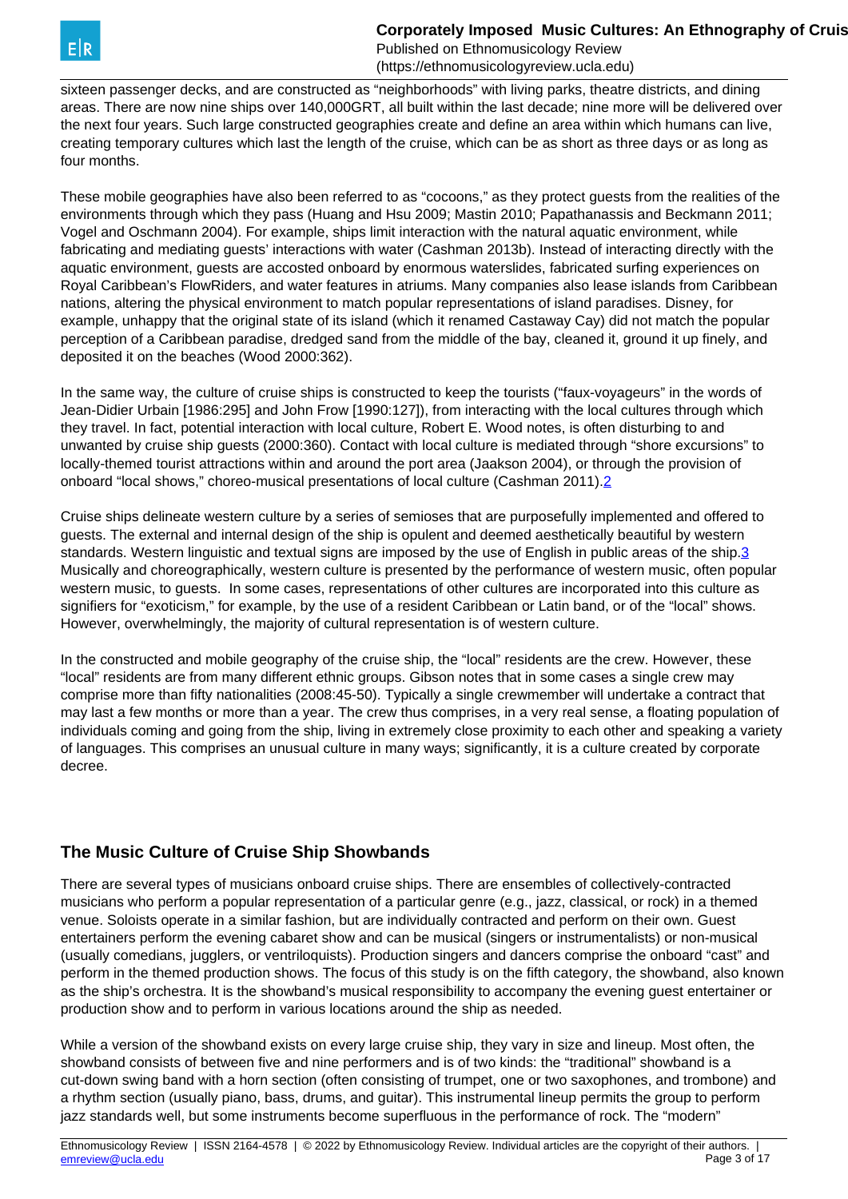sixteen passenger decks, and are constructed as "neighborhoods" with living parks, theatre districts, and dining areas. There are now nine ships over 140,000GRT, all built within the last decade; nine more will be delivered over the next four years. Such large constructed geographies create and define an area within which humans can live, creating temporary cultures which last the length of the cruise, which can be as short as three days or as long as four months.

These mobile geographies have also been referred to as "cocoons," as they protect guests from the realities of the environments through which they pass (Huang and Hsu 2009; Mastin 2010; Papathanassis and Beckmann 2011; Vogel and Oschmann 2004). For example, ships limit interaction with the natural aquatic environment, while fabricating and mediating guests' interactions with water (Cashman 2013b). Instead of interacting directly with the aquatic environment, guests are accosted onboard by enormous waterslides, fabricated surfing experiences on Royal Caribbean's FlowRiders, and water features in atriums. Many companies also lease islands from Caribbean nations, altering the physical environment to match popular representations of island paradises. Disney, for example, unhappy that the original state of its island (which it renamed Castaway Cay) did not match the popular perception of a Caribbean paradise, dredged sand from the middle of the bay, cleaned it, ground it up finely, and deposited it on the beaches (Wood 2000:362).

In the same way, the culture of cruise ships is constructed to keep the tourists ("faux-voyageurs" in the words of Jean-Didier Urbain [1986:295] and John Frow [1990:127]), from interacting with the local cultures through which they travel. In fact, potential interaction with local culture, Robert E. Wood notes, is often disturbing to and unwanted by cruise ship guests (2000:360). Contact with local culture is mediated through "shore excursions" to locally-themed tourist attractions within and around the port area (Jaakson 2004), or through the provision of onboard "local shows," choreo-musical presentations of local culture (Cashman 2011).2

Cruise ships delineate western culture by a series of semioses that are purposefully implemented and offered to guests. The external and internal design of the ship is opulent and deemed aesthetically beautiful by western standards. Western linguistic and textual signs are imposed by the use of English in public areas of the ship.3 Musically and choreographically, western culture is presented by the performance of western music, often popular western music, to guests. In some cases, representations of other cultures are incorporated into this culture as signifiers for "exoticism," for example, by the use of a resident Caribbean or Latin band, or of the "local" shows. However, overwhelmingly, the majority of cultural representation is of western culture.

In the constructed and mobile geography of the cruise ship, the "local" residents are the crew. However, these "local" residents are from many different ethnic groups. Gibson notes that in some cases a single crew may comprise more than fifty nationalities (2008:45-50). Typically a single crewmember will undertake a contract that may last a few months or more than a year. The crew thus comprises, in a very real sense, a floating population of individuals coming and going from the ship, living in extremely close proximity to each other and speaking a variety of languages. This comprises an unusual culture in many ways; significantly, it is a culture created by corporate decree.

## The Music Culture of Cruise Ship Showbands

There are several types of musicians onboard cruise ships. There are ensembles of collectively-contracted musicians who perform a popular representation of a particular genre (e.g., jazz, classical, or rock) in a themed venue. Soloists operate in a similar fashion, but are individually contracted and perform on their own. Guest entertainers perform the evening cabaret show and can be musical (singers or instrumentalists) or non-musical (usually comedians, jugglers, or ventriloquists). Production singers and dancers comprise the onboard "cast" and perform in the themed production shows. The focus of this study is on the fifth category, the showband, also known as the ship's orchestra. It is the showband's musical responsibility to accompany the evening guest entertainer or production show and to perform in various locations around the ship as needed.

While a version of the showband exists on every large cruise ship, they vary in size and lineup. Most often, the showband consists of between five and nine performers and is of two kinds: the "traditional" showband is a cut-down swing band with a horn section (often consisting of trumpet, one or two saxophones, and trombone) and a rhythm section (usually piano, bass, drums, and guitar). This instrumental lineup permits the group to perform jazz standards well, but some instruments become superfluous in the performance of rock. The "modern"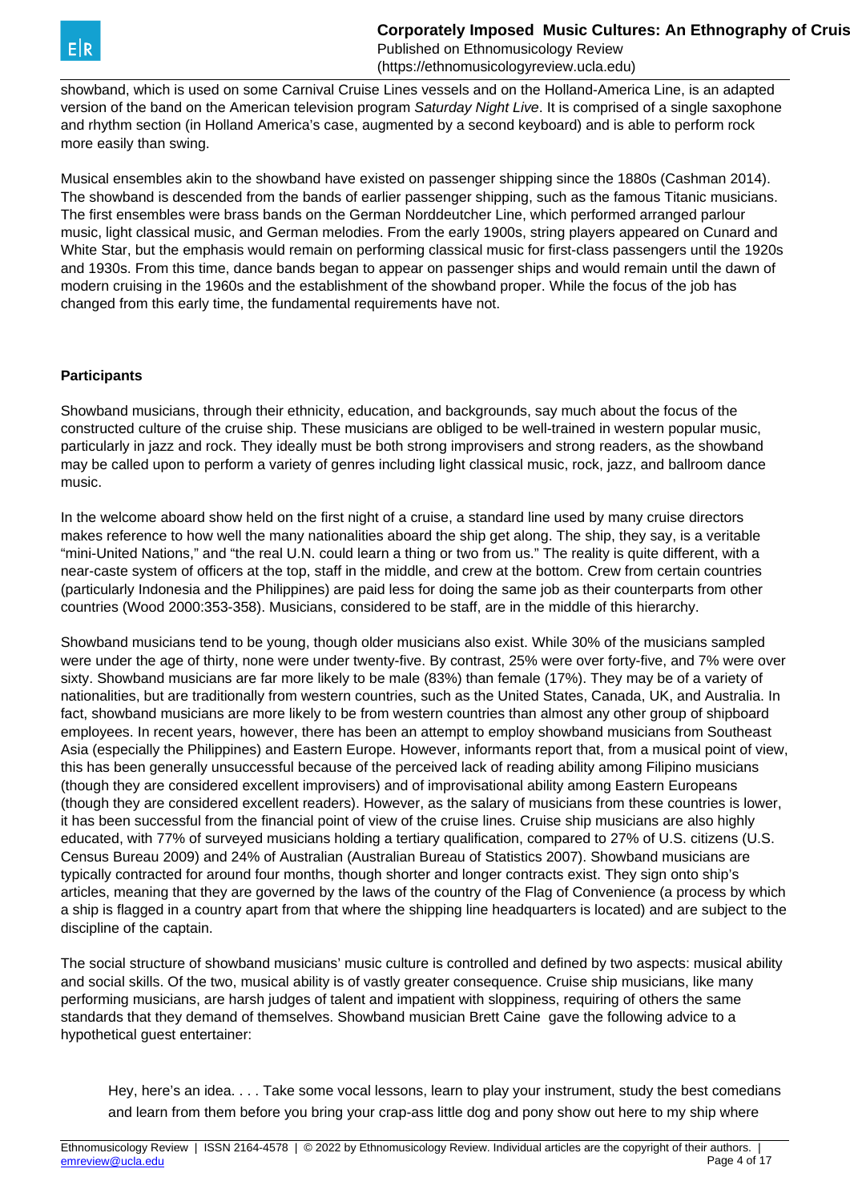showband, which is used on some Carnival Cruise Lines vessels and on the Holland-America Line, is an adapted version of the band on the American television program *Saturday Night Live*. It is comprised of a single saxophone and rhythm section (in Holland America's case, augmented by a second keyboard) and is able to perform rock more easily than swing.

Musical ensembles akin to the showband have existed on passenger shipping since the 1880s (Cashman 2014). The showband is descended from the bands of earlier passenger shipping, such as the famous Titanic musicians. The first ensembles were brass bands on the German Norddeutcher Line, which performed arranged parlour music, light classical music, and German melodies. From the early 1900s, string players appeared on Cunard and White Star, but the emphasis would remain on performing classical music for first-class passengers until the 1920s and 1930s. From this time, dance bands began to appear on passenger ships and would remain until the dawn of modern cruising in the 1960s and the establishment of the showband proper. While the focus of the job has changed from this early time, the fundamental requirements have not.

**Participants**

Showband musicians, through their ethnicity, education, and backgrounds, say much about the focus of the constructed culture of the cruise ship. These musicians are obliged to be well-trained in western popular music, particularly in jazz and rock. They ideally must be both strong improvisers and strong readers, as the showband may be called upon to perform a variety of genres including light classical music, rock, jazz, and ballroom dance music.

In the welcome aboard show held on the first night of a cruise, a standard line used by many cruise directors makes reference to how well the many nationalities aboard the ship get along. The ship, they say, is a veritable "mini-United Nations," and "the real U.N. could learn a thing or two from us." The reality is quite different, with a near-caste system of officers at the top, staff in the middle, and crew at the bottom. Crew from certain countries (particularly Indonesia and the Philippines) are paid less for doing the same job as their counterparts from other countries (Wood 2000:353-358). Musicians, considered to be staff, are in the middle of this hierarchy.

Showband musicians tend to be young, though older musicians also exist. While 30% of the musicians sampled were under the age of thirty, none were under twenty-five. By contrast, 25% were over forty-five, and 7% were over sixty. Showband musicians are far more likely to be male (83%) than female (17%). They may be of a variety of nationalities, but are traditionally from western countries, such as the United States, Canada, UK, and Australia. In fact, showband musicians are more likely to be from western countries than almost any other group of shipboard employees. In recent years, however, there has been an attempt to employ showband musicians from Southeast Asia (especially the Philippines) and Eastern Europe. However, informants report that, from a musical point of view, this has been generally unsuccessful because of the perceived lack of reading ability among Filipino musicians (though they are considered excellent improvisers) and of improvisational ability among Eastern Europeans (though they are considered excellent readers). However, as the salary of musicians from these countries is lower, it has been successful from the financial point of view of the cruise lines. Cruise ship musicians are also highly educated, with 77% of surveyed musicians holding a tertiary qualification, compared to 27% of U.S. citizens (U.S. Census Bureau 2009) and 24% of Australian (Australian Bureau of Statistics 2007). Showband musicians are typically contracted for around four months, though shorter and longer contracts exist. They sign onto ship's articles, meaning that they are governed by the laws of the country of the Flag of Convenience (a process by which a ship is flagged in a country apart from that where the shipping line headquarters is located) and are subject to the discipline of the captain.

The social structure of showband musicians' music culture is controlled and defined by two aspects: musical ability and social skills. Of the two, musical ability is of vastly greater consequence. Cruise ship musicians, like many performing musicians, are harsh judges of talent and impatient with sloppiness, requiring of others the same standards that they demand of themselves. Showband musician Brett Caine gave the following advice to a hypothetical guest entertainer:

> Hey, here's an idea. . . . Take some vocal lessons, learn to play your instrument, study the best comedians and learn from them before you bring your crap-ass little dog and pony show out here to my ship where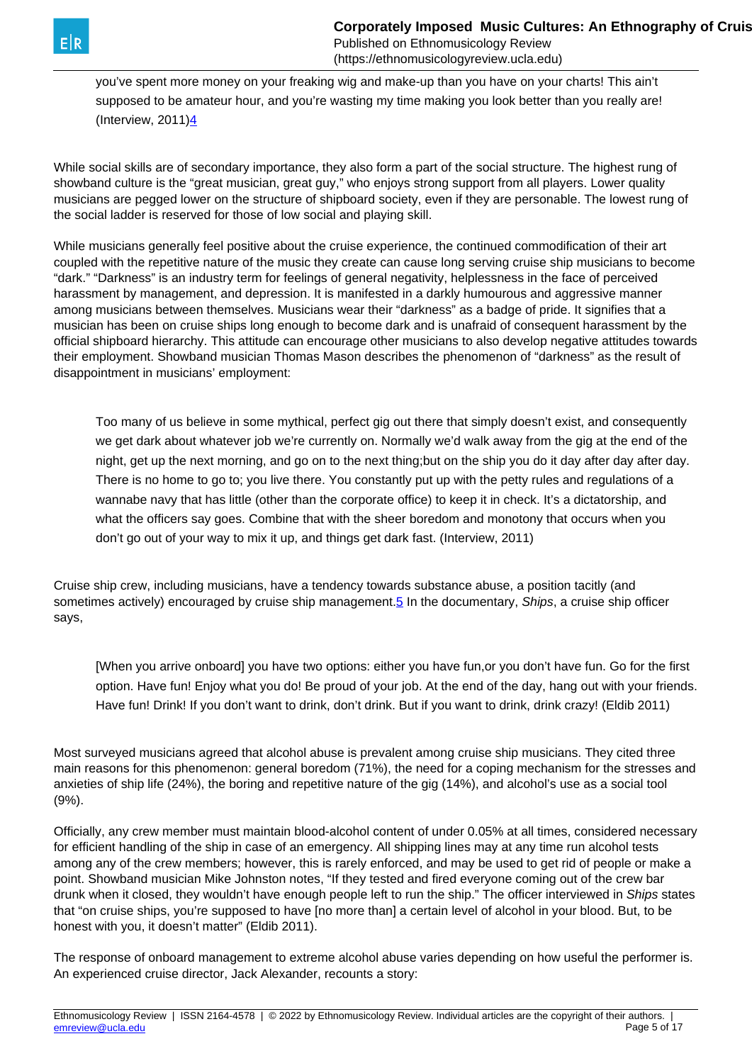> you've spent more money on your freaking wig and make-up than you have on your charts! This ain't supposed to be amateur hour, and you're wasting my time making you look better than you really are! (Interview, 2011)[4]

While social skills are of secondary importance, they also form a part of the social structure. The highest rung of showband culture is the "great musician, great guy," who enjoys strong support from all players. Lower quality musicians are pegged lower on the structure of shipboard society, even if they are personable. The lowest rung of the social ladder is reserved for those of low social and playing skill.

While musicians generally feel positive about the cruise experience, the continued commodification of their art coupled with the repetitive nature of the music they create can cause long serving cruise ship musicians to become "dark." "Darkness" is an industry term for feelings of general negativity, helplessness in the face of perceived harassment by management, and depression. It is manifested in a darkly humourous and aggressive manner among musicians between themselves. Musicians wear their "darkness" as a badge of pride. It signifies that a musician has been on cruise ships long enough to become dark and is unafraid of consequent harassment by the official shipboard hierarchy. This attitude can encourage other musicians to also develop negative attitudes towards their employment. Showband musician Thomas Mason describes the phenomenon of "darkness" as the result of disappointment in musicians' employment:

> Too many of us believe in some mythical, perfect gig out there that simply doesn't exist, and consequently we get dark about whatever job we're currently on. Normally we'd walk away from the gig at the end of the night, get up the next morning, and go on to the next thing;but on the ship you do it day after day after day. There is no home to go to; you live there. You constantly put up with the petty rules and regulations of a wannabe navy that has little (other than the corporate office) to keep it in check. It's a dictatorship, and what the officers say goes. Combine that with the sheer boredom and monotony that occurs when you don't go out of your way to mix it up, and things get dark fast. (Interview, 2011)

Cruise ship crew, including musicians, have a tendency towards substance abuse, a position tacitly (and sometimes actively) encouraged by cruise ship management.[5] In the documentary, *Ships*, a cruise ship officer says,

> [When you arrive onboard] you have two options: either you have fun,or you don't have fun. Go for the first option. Have fun! Enjoy what you do! Be proud of your job. At the end of the day, hang out with your friends. Have fun! Drink! If you don't want to drink, don't drink. But if you want to drink, drink crazy! (Eldib 2011)

Most surveyed musicians agreed that alcohol abuse is prevalent among cruise ship musicians. They cited three main reasons for this phenomenon: general boredom (71%), the need for a coping mechanism for the stresses and anxieties of ship life (24%), the boring and repetitive nature of the gig (14%), and alcohol's use as a social tool (9%).

Officially, any crew member must maintain blood-alcohol content of under 0.05% at all times, considered necessary for efficient handling of the ship in case of an emergency. All shipping lines may at any time run alcohol tests among any of the crew members; however, this is rarely enforced, and may be used to get rid of people or make a point. Showband musician Mike Johnston notes, "If they tested and fired everyone coming out of the crew bar drunk when it closed, they wouldn't have enough people left to run the ship." The officer interviewed in *Ships* states that "on cruise ships, you're supposed to have [no more than] a certain level of alcohol in your blood. But, to be honest with you, it doesn't matter" (Eldib 2011).

The response of onboard management to extreme alcohol abuse varies depending on how useful the performer is. An experienced cruise director, Jack Alexander, recounts a story: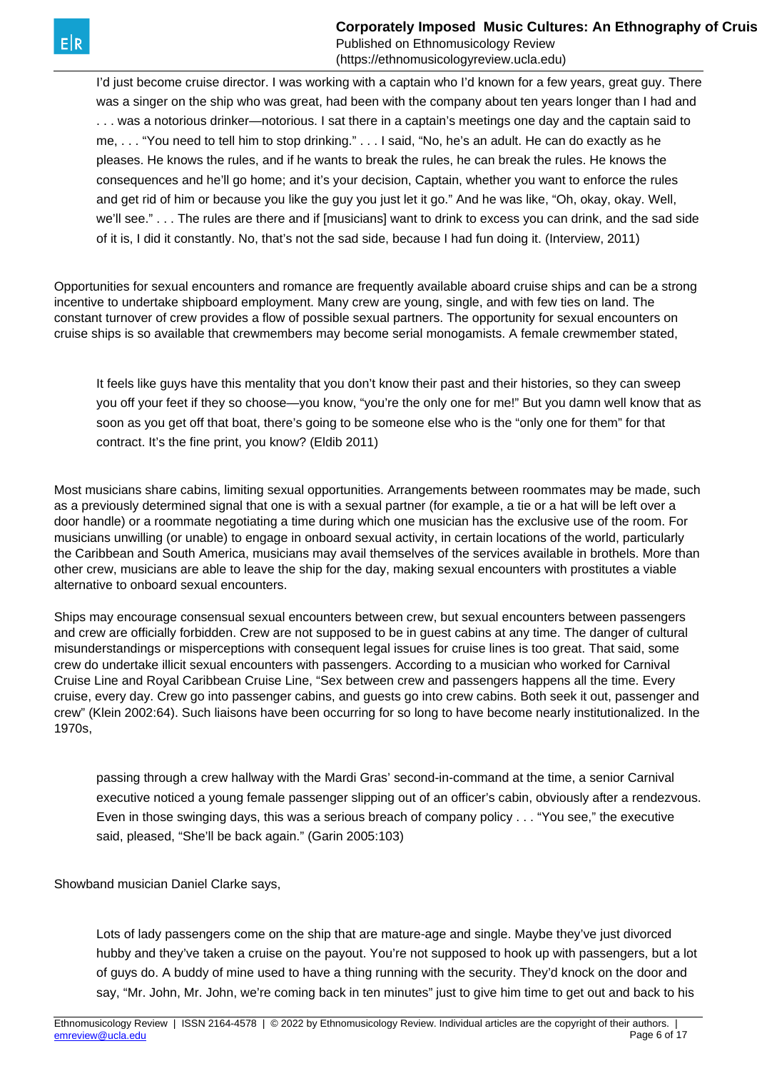> I'd just become cruise director. I was working with a captain who I'd known for a few years, great guy. There was a singer on the ship who was great, had been with the company about ten years longer than I had and . . . was a notorious drinker—notorious. I sat there in a captain's meetings one day and the captain said to me, . . . "You need to tell him to stop drinking." . . . I said, "No, he's an adult. He can do exactly as he pleases. He knows the rules, and if he wants to break the rules, he can break the rules. He knows the consequences and he'll go home; and it's your decision, Captain, whether you want to enforce the rules and get rid of him or because you like the guy you just let it go." And he was like, "Oh, okay, okay. Well, we'll see." . . . The rules are there and if [musicians] want to drink to excess you can drink, and the sad side of it is, I did it constantly. No, that's not the sad side, because I had fun doing it. (Interview, 2011)

Opportunities for sexual encounters and romance are frequently available aboard cruise ships and can be a strong incentive to undertake shipboard employment. Many crew are young, single, and with few ties on land. The constant turnover of crew provides a flow of possible sexual partners. The opportunity for sexual encounters on cruise ships is so available that crewmembers may become serial monogamists. A female crewmember stated,

> It feels like guys have this mentality that you don't know their past and their histories, so they can sweep you off your feet if they so choose—you know, "you're the only one for me!" But you damn well know that as soon as you get off that boat, there's going to be someone else who is the "only one for them" for that contract. It's the fine print, you know? (Eldib 2011)

Most musicians share cabins, limiting sexual opportunities. Arrangements between roommates may be made, such as a previously determined signal that one is with a sexual partner (for example, a tie or a hat will be left over a door handle) or a roommate negotiating a time during which one musician has the exclusive use of the room. For musicians unwilling (or unable) to engage in onboard sexual activity, in certain locations of the world, particularly the Caribbean and South America, musicians may avail themselves of the services available in brothels. More than other crew, musicians are able to leave the ship for the day, making sexual encounters with prostitutes a viable alternative to onboard sexual encounters.

Ships may encourage consensual sexual encounters between crew, but sexual encounters between passengers and crew are officially forbidden. Crew are not supposed to be in guest cabins at any time. The danger of cultural misunderstandings or misperceptions with consequent legal issues for cruise lines is too great. That said, some crew do undertake illicit sexual encounters with passengers. According to a musician who worked for Carnival Cruise Line and Royal Caribbean Cruise Line, "Sex between crew and passengers happens all the time. Every cruise, every day. Crew go into passenger cabins, and guests go into crew cabins. Both seek it out, passenger and crew" (Klein 2002:64). Such liaisons have been occurring for so long to have become nearly institutionalized. In the 1970s,

> passing through a crew hallway with the Mardi Gras' second-in-command at the time, a senior Carnival executive noticed a young female passenger slipping out of an officer's cabin, obviously after a rendezvous. Even in those swinging days, this was a serious breach of company policy . . . "You see," the executive said, pleased, "She'll be back again." (Garin 2005:103)

Showband musician Daniel Clarke says,

> Lots of lady passengers come on the ship that are mature-age and single. Maybe they've just divorced hubby and they've taken a cruise on the payout. You're not supposed to hook up with passengers, but a lot of guys do. A buddy of mine used to have a thing running with the security. They'd knock on the door and say, "Mr. John, Mr. John, we're coming back in ten minutes" just to give him time to get out and back to his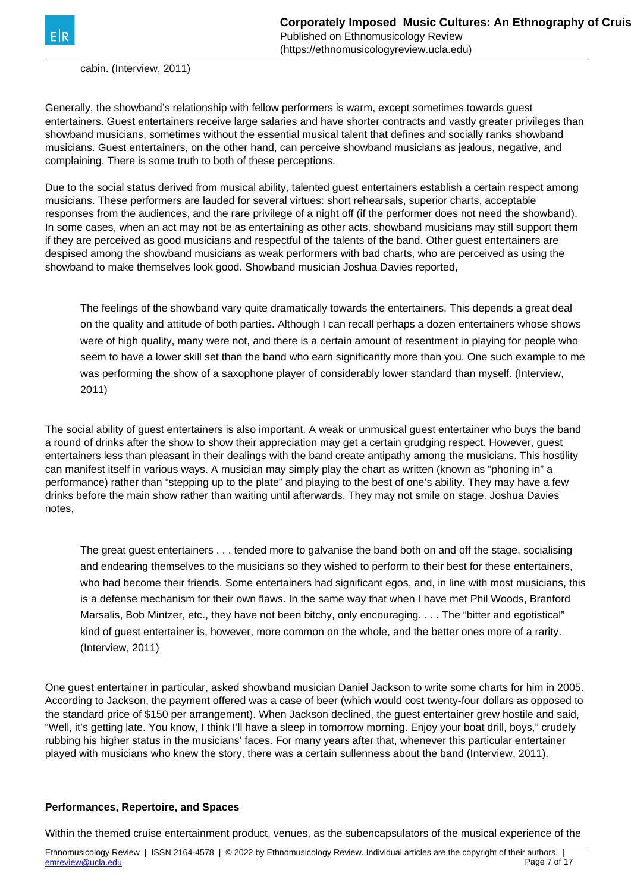cabin. (Interview, 2011)

Generally, the showband's relationship with fellow performers is warm, except sometimes towards guest entertainers. Guest entertainers receive large salaries and have shorter contracts and vastly greater privileges than showband musicians, sometimes without the essential musical talent that defines and socially ranks showband musicians. Guest entertainers, on the other hand, can perceive showband musicians as jealous, negative, and complaining. There is some truth to both of these perceptions.

Due to the social status derived from musical ability, talented guest entertainers establish a certain respect among musicians. These performers are lauded for several virtues: short rehearsals, superior charts, acceptable responses from the audiences, and the rare privilege of a night off (if the performer does not need the showband). In some cases, when an act may not be as entertaining as other acts, showband musicians may still support them if they are perceived as good musicians and respectful of the talents of the band. Other guest entertainers are despised among the showband musicians as weak performers with bad charts, who are perceived as using the showband to make themselves look good. Showband musician Joshua Davies reported,

> The feelings of the showband vary quite dramatically towards the entertainers. This depends a great deal on the quality and attitude of both parties. Although I can recall perhaps a dozen entertainers whose shows were of high quality, many were not, and there is a certain amount of resentment in playing for people who seem to have a lower skill set than the band who earn significantly more than you. One such example to me was performing the show of a saxophone player of considerably lower standard than myself. (Interview, 2011)

The social ability of guest entertainers is also important. A weak or unmusical guest entertainer who buys the band a round of drinks after the show to show their appreciation may get a certain grudging respect. However, guest entertainers less than pleasant in their dealings with the band create antipathy among the musicians. This hostility can manifest itself in various ways. A musician may simply play the chart as written (known as "phoning in" a performance) rather than "stepping up to the plate" and playing to the best of one's ability. They may have a few drinks before the main show rather than waiting until afterwards. They may not smile on stage. Joshua Davies notes,

> The great guest entertainers . . . tended more to galvanise the band both on and off the stage, socialising and endearing themselves to the musicians so they wished to perform to their best for these entertainers, who had become their friends. Some entertainers had significant egos, and, in line with most musicians, this is a defense mechanism for their own flaws. In the same way that when I have met Phil Woods, Branford Marsalis, Bob Mintzer, etc., they have not been bitchy, only encouraging. . . . The "bitter and egotistical" kind of guest entertainer is, however, more common on the whole, and the better ones more of a rarity. (Interview, 2011)

One guest entertainer in particular, asked showband musician Daniel Jackson to write some charts for him in 2005. According to Jackson, the payment offered was a case of beer (which would cost twenty-four dollars as opposed to the standard price of $150 per arrangement). When Jackson declined, the guest entertainer grew hostile and said, "Well, it's getting late. You know, I think I'll have a sleep in tomorrow morning. Enjoy your boat drill, boys," crudely rubbing his higher status in the musicians' faces. For many years after that, whenever this particular entertainer played with musicians who knew the story, there was a certain sullenness about the band (Interview, 2011).

### Performances, Repertoire, and Spaces

Within the themed cruise entertainment product, venues, as the subencapsulators of the musical experience of the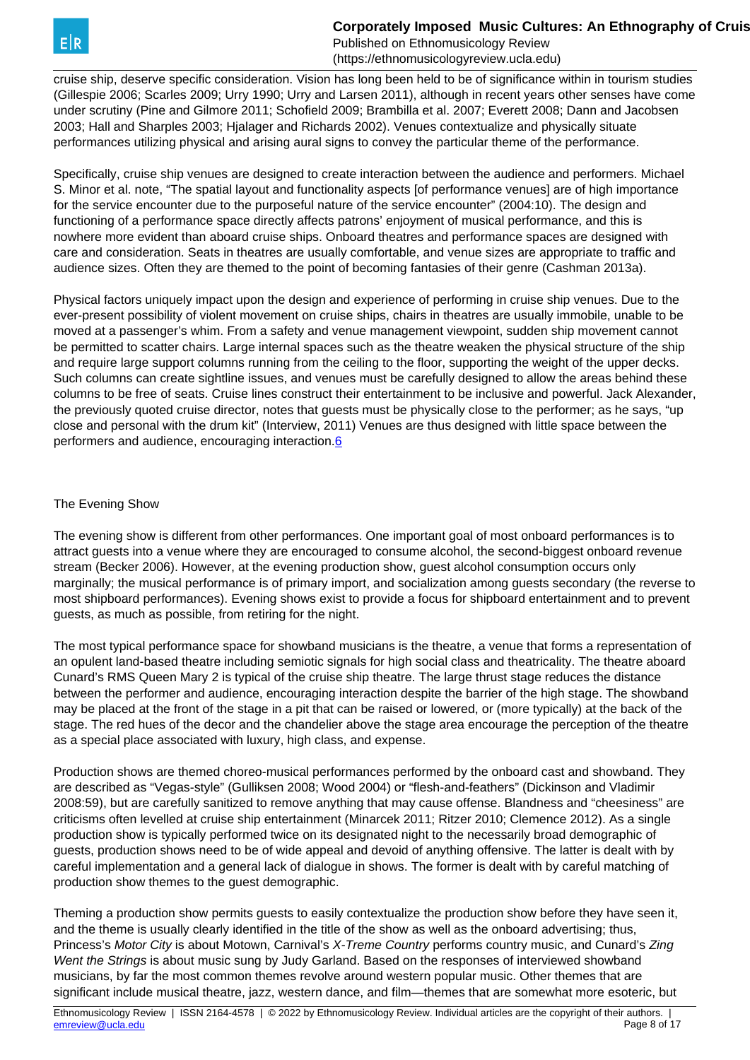cruise ship, deserve specific consideration. Vision has long been held to be of significance within in tourism studies (Gillespie 2006; Scarles 2009; Urry 1990; Urry and Larsen 2011), although in recent years other senses have come under scrutiny (Pine and Gilmore 2011; Schofield 2009; Brambilla et al. 2007; Everett 2008; Dann and Jacobsen 2003; Hall and Sharples 2003; Hjalager and Richards 2002). Venues contextualize and physically situate performances utilizing physical and arising aural signs to convey the particular theme of the performance.

Specifically, cruise ship venues are designed to create interaction between the audience and performers. Michael S. Minor et al. note, "The spatial layout and functionality aspects [of performance venues] are of high importance for the service encounter due to the purposeful nature of the service encounter" (2004:10). The design and functioning of a performance space directly affects patrons' enjoyment of musical performance, and this is nowhere more evident than aboard cruise ships. Onboard theatres and performance spaces are designed with care and consideration. Seats in theatres are usually comfortable, and venue sizes are appropriate to traffic and audience sizes. Often they are themed to the point of becoming fantasies of their genre (Cashman 2013a).

Physical factors uniquely impact upon the design and experience of performing in cruise ship venues. Due to the ever-present possibility of violent movement on cruise ships, chairs in theatres are usually immobile, unable to be moved at a passenger's whim. From a safety and venue management viewpoint, sudden ship movement cannot be permitted to scatter chairs. Large internal spaces such as the theatre weaken the physical structure of the ship and require large support columns running from the ceiling to the floor, supporting the weight of the upper decks. Such columns can create sightline issues, and venues must be carefully designed to allow the areas behind these columns to be free of seats. Cruise lines construct their entertainment to be inclusive and powerful. Jack Alexander, the previously quoted cruise director, notes that guests must be physically close to the performer; as he says, "up close and personal with the drum kit" (Interview, 2011) Venues are thus designed with little space between the performers and audience, encouraging interaction.6

## The Evening Show

The evening show is different from other performances. One important goal of most onboard performances is to attract guests into a venue where they are encouraged to consume alcohol, the second-biggest onboard revenue stream (Becker 2006). However, at the evening production show, guest alcohol consumption occurs only marginally; the musical performance is of primary import, and socialization among guests secondary (the reverse to most shipboard performances). Evening shows exist to provide a focus for shipboard entertainment and to prevent guests, as much as possible, from retiring for the night.

The most typical performance space for showband musicians is the theatre, a venue that forms a representation of an opulent land-based theatre including semiotic signals for high social class and theatricality. The theatre aboard Cunard's RMS Queen Mary 2 is typical of the cruise ship theatre. The large thrust stage reduces the distance between the performer and audience, encouraging interaction despite the barrier of the high stage. The showband may be placed at the front of the stage in a pit that can be raised or lowered, or (more typically) at the back of the stage. The red hues of the decor and the chandelier above the stage area encourage the perception of the theatre as a special place associated with luxury, high class, and expense.

Production shows are themed choreo-musical performances performed by the onboard cast and showband. They are described as "Vegas-style" (Gulliksen 2008; Wood 2004) or "flesh-and-feathers" (Dickinson and Vladimir 2008:59), but are carefully sanitized to remove anything that may cause offense. Blandness and "cheesiness" are criticisms often levelled at cruise ship entertainment (Minarcek 2011; Ritzer 2010; Clemence 2012). As a single production show is typically performed twice on its designated night to the necessarily broad demographic of guests, production shows need to be of wide appeal and devoid of anything offensive. The latter is dealt with by careful implementation and a general lack of dialogue in shows. The former is dealt with by careful matching of production show themes to the guest demographic.

Theming a production show permits guests to easily contextualize the production show before they have seen it, and the theme is usually clearly identified in the title of the show as well as the onboard advertising; thus, Princess's *Motor City* is about Motown, Carnival's *X-Treme Country* performs country music, and Cunard's *Zing Went the Strings* is about music sung by Judy Garland. Based on the responses of interviewed showband musicians, by far the most common themes revolve around western popular music. Other themes that are significant include musical theatre, jazz, western dance, and film—themes that are somewhat more esoteric, but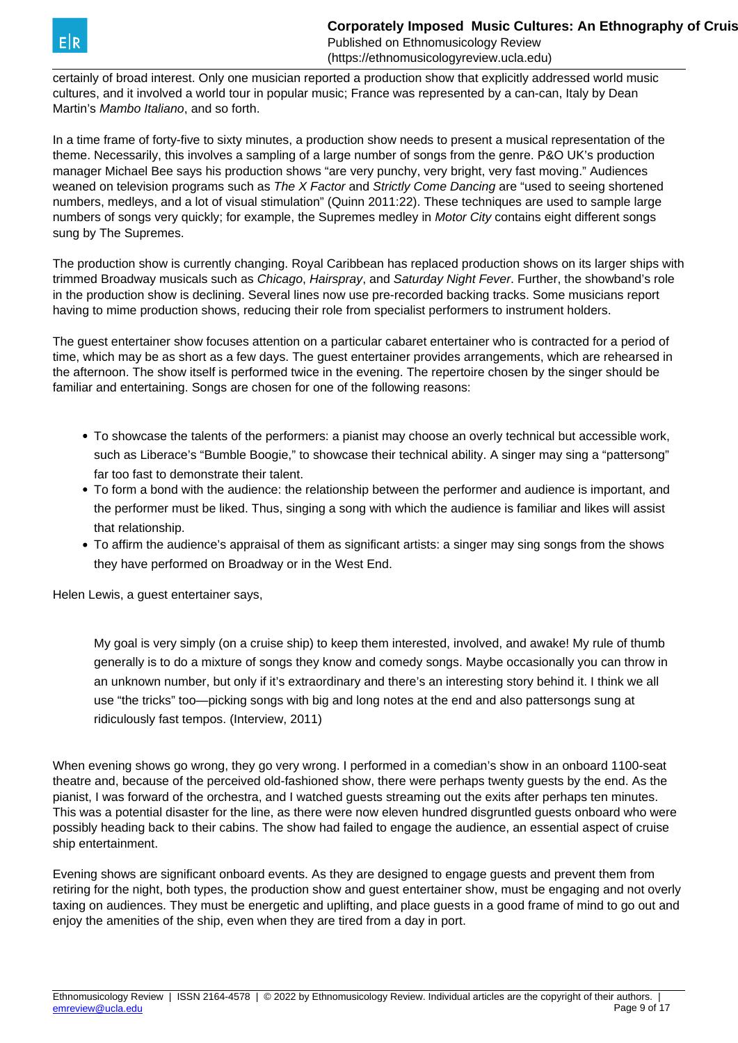certainly of broad interest. Only one musician reported a production show that explicitly addressed world music cultures, and it involved a world tour in popular music; France was represented by a can-can, Italy by Dean Martin's *Mambo Italiano*, and so forth.

In a time frame of forty-five to sixty minutes, a production show needs to present a musical representation of the theme. Necessarily, this involves a sampling of a large number of songs from the genre. P&O UK's production manager Michael Bee says his production shows "are very punchy, very bright, very fast moving." Audiences weaned on television programs such as *The X Factor* and *Strictly Come Dancing* are "used to seeing shortened numbers, medleys, and a lot of visual stimulation" (Quinn 2011:22). These techniques are used to sample large numbers of songs very quickly; for example, the Supremes medley in *Motor City* contains eight different songs sung by The Supremes.

The production show is currently changing. Royal Caribbean has replaced production shows on its larger ships with trimmed Broadway musicals such as *Chicago*, *Hairspray*, and *Saturday Night Fever*. Further, the showband's role in the production show is declining. Several lines now use pre-recorded backing tracks. Some musicians report having to mime production shows, reducing their role from specialist performers to instrument holders.

The guest entertainer show focuses attention on a particular cabaret entertainer who is contracted for a period of time, which may be as short as a few days. The guest entertainer provides arrangements, which are rehearsed in the afternoon. The show itself is performed twice in the evening. The repertoire chosen by the singer should be familiar and entertaining. Songs are chosen for one of the following reasons:

- To showcase the talents of the performers: a pianist may choose an overly technical but accessible work, such as Liberace's "Bumble Boogie," to showcase their technical ability. A singer may sing a "pattersong" far too fast to demonstrate their talent.
- To form a bond with the audience: the relationship between the performer and audience is important, and the performer must be liked. Thus, singing a song with which the audience is familiar and likes will assist that relationship.
- To affirm the audience's appraisal of them as significant artists: a singer may sing songs from the shows they have performed on Broadway or in the West End.

Helen Lewis, a guest entertainer says,

> My goal is very simply (on a cruise ship) to keep them interested, involved, and awake! My rule of thumb generally is to do a mixture of songs they know and comedy songs. Maybe occasionally you can throw in an unknown number, but only if it's extraordinary and there's an interesting story behind it. I think we all use "the tricks" too—picking songs with big and long notes at the end and also pattersongs sung at ridiculously fast tempos. (Interview, 2011)

When evening shows go wrong, they go very wrong. I performed in a comedian's show in an onboard 1100-seat theatre and, because of the perceived old-fashioned show, there were perhaps twenty guests by the end. As the pianist, I was forward of the orchestra, and I watched guests streaming out the exits after perhaps ten minutes. This was a potential disaster for the line, as there were now eleven hundred disgruntled guests onboard who were possibly heading back to their cabins. The show had failed to engage the audience, an essential aspect of cruise ship entertainment.

Evening shows are significant onboard events. As they are designed to engage guests and prevent them from retiring for the night, both types, the production show and guest entertainer show, must be engaging and not overly taxing on audiences. They must be energetic and uplifting, and place guests in a good frame of mind to go out and enjoy the amenities of the ship, even when they are tired from a day in port.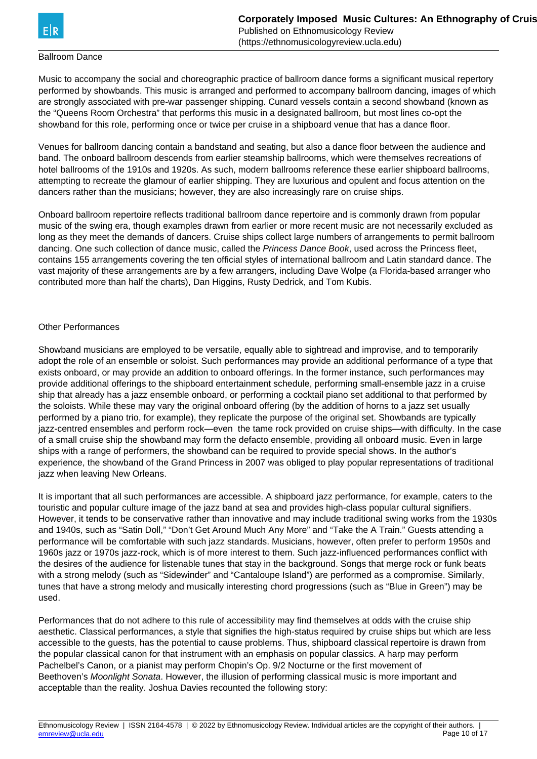### Ballroom Dance

Music to accompany the social and choreographic practice of ballroom dance forms a significant musical repertory performed by showbands. This music is arranged and performed to accompany ballroom dancing, images of which are strongly associated with pre-war passenger shipping. Cunard vessels contain a second showband (known as the "Queens Room Orchestra" that performs this music in a designated ballroom, but most lines co-opt the showband for this role, performing once or twice per cruise in a shipboard venue that has a dance floor.

Venues for ballroom dancing contain a bandstand and seating, but also a dance floor between the audience and band. The onboard ballroom descends from earlier steamship ballrooms, which were themselves recreations of hotel ballrooms of the 1910s and 1920s. As such, modern ballrooms reference these earlier shipboard ballrooms, attempting to recreate the glamour of earlier shipping. They are luxurious and opulent and focus attention on the dancers rather than the musicians; however, they are also increasingly rare on cruise ships.

Onboard ballroom repertoire reflects traditional ballroom dance repertoire and is commonly drawn from popular music of the swing era, though examples drawn from earlier or more recent music are not necessarily excluded as long as they meet the demands of dancers. Cruise ships collect large numbers of arrangements to permit ballroom dancing. One such collection of dance music, called the *Princess Dance Book*, used across the Princess fleet, contains 155 arrangements covering the ten official styles of international ballroom and Latin standard dance. The vast majority of these arrangements are by a few arrangers, including Dave Wolpe (a Florida-based arranger who contributed more than half the charts), Dan Higgins, Rusty Dedrick, and Tom Kubis.

### Other Performances

Showband musicians are employed to be versatile, equally able to sightread and improvise, and to temporarily adopt the role of an ensemble or soloist. Such performances may provide an additional performance of a type that exists onboard, or may provide an addition to onboard offerings. In the former instance, such performances may provide additional offerings to the shipboard entertainment schedule, performing small-ensemble jazz in a cruise ship that already has a jazz ensemble onboard, or performing a cocktail piano set additional to that performed by the soloists. While these may vary the original onboard offering (by the addition of horns to a jazz set usually performed by a piano trio, for example), they replicate the purpose of the original set. Showbands are typically jazz-centred ensembles and perform rock—even the tame rock provided on cruise ships—with difficulty. In the case of a small cruise ship the showband may form the defacto ensemble, providing all onboard music. Even in large ships with a range of performers, the showband can be required to provide special shows. In the author's experience, the showband of the Grand Princess in 2007 was obliged to play popular representations of traditional jazz when leaving New Orleans.

It is important that all such performances are accessible. A shipboard jazz performance, for example, caters to the touristic and popular culture image of the jazz band at sea and provides high-class popular cultural signifiers. However, it tends to be conservative rather than innovative and may include traditional swing works from the 1930s and 1940s, such as "Satin Doll," "Don't Get Around Much Any More" and "Take the A Train." Guests attending a performance will be comfortable with such jazz standards. Musicians, however, often prefer to perform 1950s and 1960s jazz or 1970s jazz-rock, which is of more interest to them. Such jazz-influenced performances conflict with the desires of the audience for listenable tunes that stay in the background. Songs that merge rock or funk beats with a strong melody (such as "Sidewinder" and "Cantaloupe Island") are performed as a compromise. Similarly, tunes that have a strong melody and musically interesting chord progressions (such as "Blue in Green") may be used.

Performances that do not adhere to this rule of accessibility may find themselves at odds with the cruise ship aesthetic. Classical performances, a style that signifies the high-status required by cruise ships but which are less accessible to the guests, has the potential to cause problems. Thus, shipboard classical repertoire is drawn from the popular classical canon for that instrument with an emphasis on popular classics. A harp may perform Pachelbel's Canon, or a pianist may perform Chopin's Op. 9/2 Nocturne or the first movement of Beethoven's *Moonlight Sonata*. However, the illusion of performing classical music is more important and acceptable than the reality. Joshua Davies recounted the following story: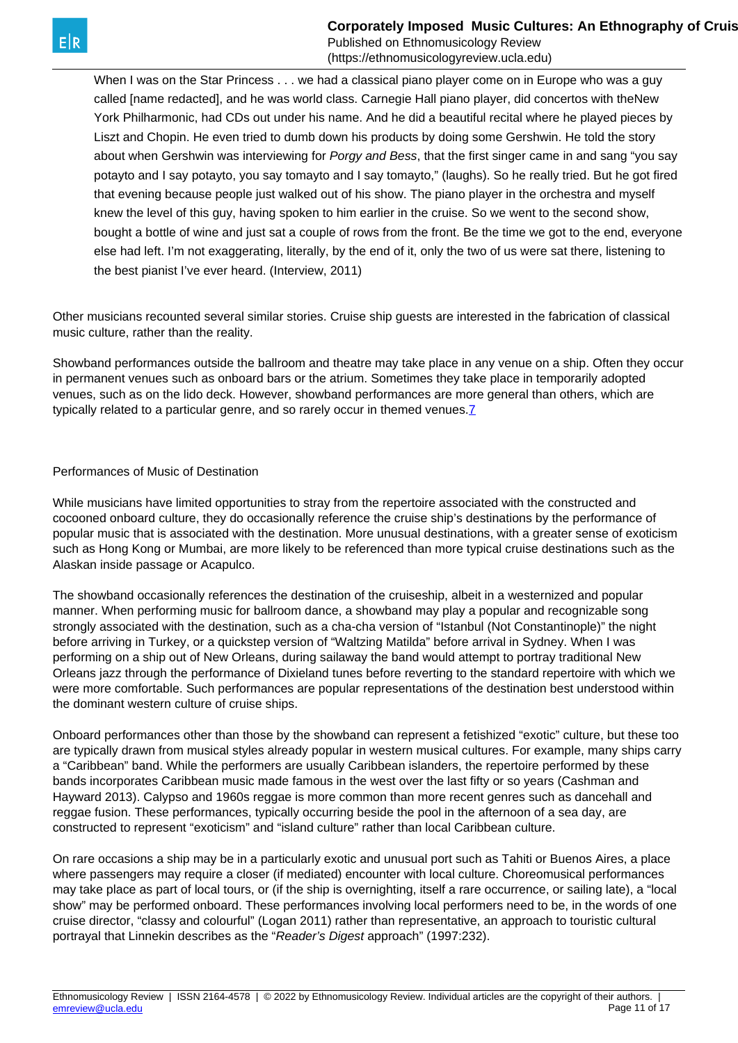> When I was on the Star Princess . . . we had a classical piano player come on in Europe who was a guy called [name redacted], and he was world class. Carnegie Hall piano player, did concertos with theNew York Philharmonic, had CDs out under his name. And he did a beautiful recital where he played pieces by Liszt and Chopin. He even tried to dumb down his products by doing some Gershwin. He told the story about when Gershwin was interviewing for *Porgy and Bess*, that the first singer came in and sang "you say potayto and I say potayto, you say tomayto and I say tomayto," (laughs). So he really tried. But he got fired that evening because people just walked out of his show. The piano player in the orchestra and myself knew the level of this guy, having spoken to him earlier in the cruise. So we went to the second show, bought a bottle of wine and just sat a couple of rows from the front. Be the time we got to the end, everyone else had left. I'm not exaggerating, literally, by the end of it, only the two of us were sat there, listening to the best pianist I've ever heard. (Interview, 2011)

Other musicians recounted several similar stories. Cruise ship guests are interested in the fabrication of classical music culture, rather than the reality.

Showband performances outside the ballroom and theatre may take place in any venue on a ship. Often they occur in permanent venues such as onboard bars or the atrium. Sometimes they take place in temporarily adopted venues, such as on the lido deck. However, showband performances are more general than others, which are typically related to a particular genre, and so rarely occur in themed venues.[7]

## Performances of Music of Destination

While musicians have limited opportunities to stray from the repertoire associated with the constructed and cocooned onboard culture, they do occasionally reference the cruise ship's destinations by the performance of popular music that is associated with the destination. More unusual destinations, with a greater sense of exoticism such as Hong Kong or Mumbai, are more likely to be referenced than more typical cruise destinations such as the Alaskan inside passage or Acapulco.

The showband occasionally references the destination of the cruiseship, albeit in a westernized and popular manner. When performing music for ballroom dance, a showband may play a popular and recognizable song strongly associated with the destination, such as a cha-cha version of "Istanbul (Not Constantinople)" the night before arriving in Turkey, or a quickstep version of "Waltzing Matilda" before arrival in Sydney. When I was performing on a ship out of New Orleans, during sailaway the band would attempt to portray traditional New Orleans jazz through the performance of Dixieland tunes before reverting to the standard repertoire with which we were more comfortable. Such performances are popular representations of the destination best understood within the dominant western culture of cruise ships.

Onboard performances other than those by the showband can represent a fetishized "exotic" culture, but these too are typically drawn from musical styles already popular in western musical cultures. For example, many ships carry a "Caribbean" band. While the performers are usually Caribbean islanders, the repertoire performed by these bands incorporates Caribbean music made famous in the west over the last fifty or so years (Cashman and Hayward 2013). Calypso and 1960s reggae is more common than more recent genres such as dancehall and reggae fusion. These performances, typically occurring beside the pool in the afternoon of a sea day, are constructed to represent "exoticism" and "island culture" rather than local Caribbean culture.

On rare occasions a ship may be in a particularly exotic and unusual port such as Tahiti or Buenos Aires, a place where passengers may require a closer (if mediated) encounter with local culture. Choreomusical performances may take place as part of local tours, or (if the ship is overnighting, itself a rare occurrence, or sailing late), a "local show" may be performed onboard. These performances involving local performers need to be, in the words of one cruise director, "classy and colourful" (Logan 2011) rather than representative, an approach to touristic cultural portrayal that Linnekin describes as the "*Reader's Digest* approach" (1997:232).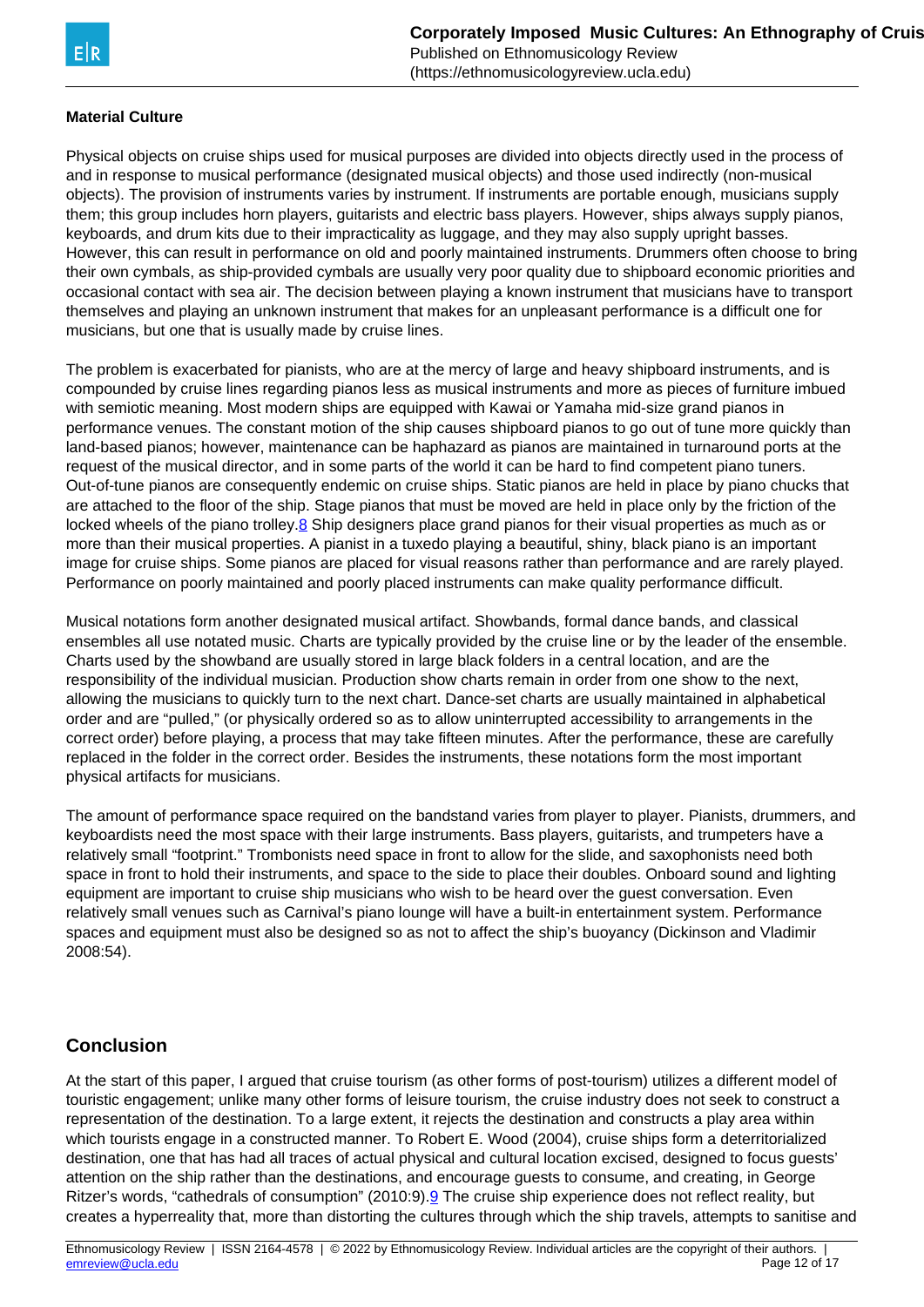**Material Culture**

Physical objects on cruise ships used for musical purposes are divided into objects directly used in the process of and in response to musical performance (designated musical objects) and those used indirectly (non-musical objects). The provision of instruments varies by instrument. If instruments are portable enough, musicians supply them; this group includes horn players, guitarists and electric bass players. However, ships always supply pianos, keyboards, and drum kits due to their impracticality as luggage, and they may also supply upright basses. However, this can result in performance on old and poorly maintained instruments. Drummers often choose to bring their own cymbals, as ship-provided cymbals are usually very poor quality due to shipboard economic priorities and occasional contact with sea air. The decision between playing a known instrument that musicians have to transport themselves and playing an unknown instrument that makes for an unpleasant performance is a difficult one for musicians, but one that is usually made by cruise lines.

The problem is exacerbated for pianists, who are at the mercy of large and heavy shipboard instruments, and is compounded by cruise lines regarding pianos less as musical instruments and more as pieces of furniture imbued with semiotic meaning. Most modern ships are equipped with Kawai or Yamaha mid-size grand pianos in performance venues. The constant motion of the ship causes shipboard pianos to go out of tune more quickly than land-based pianos; however, maintenance can be haphazard as pianos are maintained in turnaround ports at the request of the musical director, and in some parts of the world it can be hard to find competent piano tuners. Out-of-tune pianos are consequently endemic on cruise ships. Static pianos are held in place by piano chucks that are attached to the floor of the ship. Stage pianos that must be moved are held in place only by the friction of the locked wheels of the piano trolley.8 Ship designers place grand pianos for their visual properties as much as or more than their musical properties. A pianist in a tuxedo playing a beautiful, shiny, black piano is an important image for cruise ships. Some pianos are placed for visual reasons rather than performance and are rarely played. Performance on poorly maintained and poorly placed instruments can make quality performance difficult.

Musical notations form another designated musical artifact. Showbands, formal dance bands, and classical ensembles all use notated music. Charts are typically provided by the cruise line or by the leader of the ensemble. Charts used by the showband are usually stored in large black folders in a central location, and are the responsibility of the individual musician. Production show charts remain in order from one show to the next, allowing the musicians to quickly turn to the next chart. Dance-set charts are usually maintained in alphabetical order and are "pulled," (or physically ordered so as to allow uninterrupted accessibility to arrangements in the correct order) before playing, a process that may take fifteen minutes. After the performance, these are carefully replaced in the folder in the correct order. Besides the instruments, these notations form the most important physical artifacts for musicians.

The amount of performance space required on the bandstand varies from player to player. Pianists, drummers, and keyboardists need the most space with their large instruments. Bass players, guitarists, and trumpeters have a relatively small "footprint." Trombonists need space in front to allow for the slide, and saxophonists need both space in front to hold their instruments, and space to the side to place their doubles. Onboard sound and lighting equipment are important to cruise ship musicians who wish to be heard over the guest conversation. Even relatively small venues such as Carnival's piano lounge will have a built-in entertainment system. Performance spaces and equipment must also be designed so as not to affect the ship's buoyancy (Dickinson and Vladimir 2008:54).

## Conclusion

At the start of this paper, I argued that cruise tourism (as other forms of post-tourism) utilizes a different model of touristic engagement; unlike many other forms of leisure tourism, the cruise industry does not seek to construct a representation of the destination. To a large extent, it rejects the destination and constructs a play area within which tourists engage in a constructed manner. To Robert E. Wood (2004), cruise ships form a deterritorialized destination, one that has had all traces of actual physical and cultural location excised, designed to focus guests' attention on the ship rather than the destinations, and encourage guests to consume, and creating, in George Ritzer's words, "cathedrals of consumption" (2010:9).9 The cruise ship experience does not reflect reality, but creates a hyperreality that, more than distorting the cultures through which the ship travels, attempts to sanitise and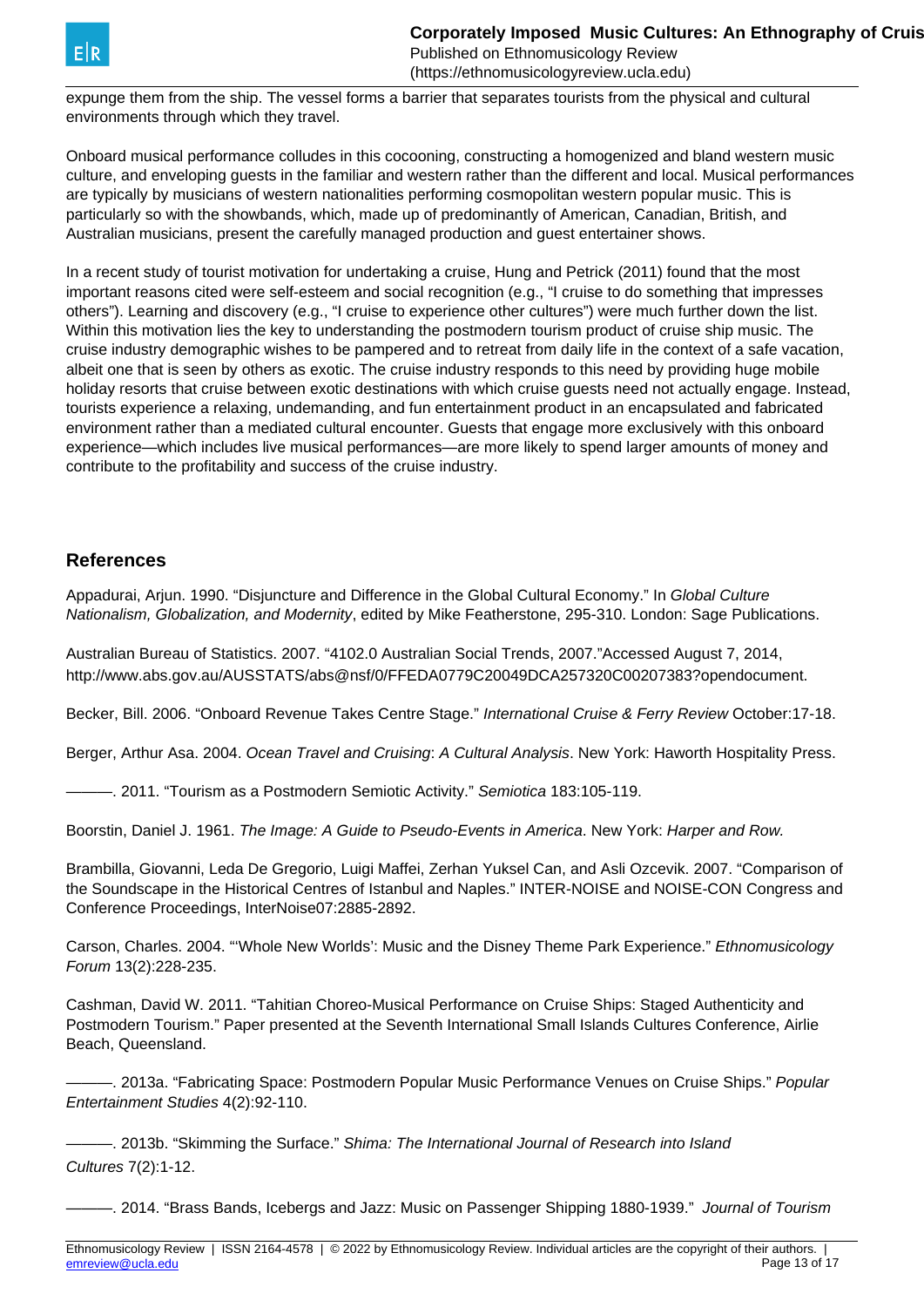expunge them from the ship. The vessel forms a barrier that separates tourists from the physical and cultural environments through which they travel.

Onboard musical performance colludes in this cocooning, constructing a homogenized and bland western music culture, and enveloping guests in the familiar and western rather than the different and local. Musical performances are typically by musicians of western nationalities performing cosmopolitan western popular music. This is particularly so with the showbands, which, made up of predominantly of American, Canadian, British, and Australian musicians, present the carefully managed production and guest entertainer shows.

In a recent study of tourist motivation for undertaking a cruise, Hung and Petrick (2011) found that the most important reasons cited were self-esteem and social recognition (e.g., "I cruise to do something that impresses others"). Learning and discovery (e.g., "I cruise to experience other cultures") were much further down the list. Within this motivation lies the key to understanding the postmodern tourism product of cruise ship music. The cruise industry demographic wishes to be pampered and to retreat from daily life in the context of a safe vacation, albeit one that is seen by others as exotic. The cruise industry responds to this need by providing huge mobile holiday resorts that cruise between exotic destinations with which cruise guests need not actually engage. Instead, tourists experience a relaxing, undemanding, and fun entertainment product in an encapsulated and fabricated environment rather than a mediated cultural encounter. Guests that engage more exclusively with this onboard experience—which includes live musical performances—are more likely to spend larger amounts of money and contribute to the profitability and success of the cruise industry.

## References

Appadurai, Arjun. 1990. "Disjuncture and Difference in the Global Cultural Economy." In *Global Culture Nationalism, Globalization, and Modernity*, edited by Mike Featherstone, 295-310. London: Sage Publications.

Australian Bureau of Statistics. 2007. "4102.0 Australian Social Trends, 2007."Accessed August 7, 2014, http://www.abs.gov.au/AUSSTATS/abs@nsf/0/FFEDA0779C20049DCA257320C00207383?opendocument.

Becker, Bill. 2006. "Onboard Revenue Takes Centre Stage." *International Cruise & Ferry Review* October:17-18.

Berger, Arthur Asa. 2004. *Ocean Travel and Cruising*: *A Cultural Analysis*. New York: Haworth Hospitality Press.

———. 2011. "Tourism as a Postmodern Semiotic Activity." *Semiotica* 183:105-119.

Boorstin, Daniel J. 1961. *The Image: A Guide to Pseudo-Events in America*. New York: *Harper and Row.*

Brambilla, Giovanni, Leda De Gregorio, Luigi Maffei, Zerhan Yuksel Can, and Asli Ozcevik. 2007. "Comparison of the Soundscape in the Historical Centres of Istanbul and Naples." INTER-NOISE and NOISE-CON Congress and Conference Proceedings, InterNoise07:2885-2892.

Carson, Charles. 2004. "'Whole New Worlds': Music and the Disney Theme Park Experience." *Ethnomusicology Forum* 13(2):228-235.

Cashman, David W. 2011. "Tahitian Choreo-Musical Performance on Cruise Ships: Staged Authenticity and Postmodern Tourism." Paper presented at the Seventh International Small Islands Cultures Conference, Airlie Beach, Queensland.

———. 2013a. "Fabricating Space: Postmodern Popular Music Performance Venues on Cruise Ships." *Popular Entertainment Studies* 4(2):92-110.

———. 2013b. "Skimming the Surface." *Shima: The International Journal of Research into Island Cultures* 7(2):1-12.

———. 2014. "Brass Bands, Icebergs and Jazz: Music on Passenger Shipping 1880-1939." *Journal of Tourism*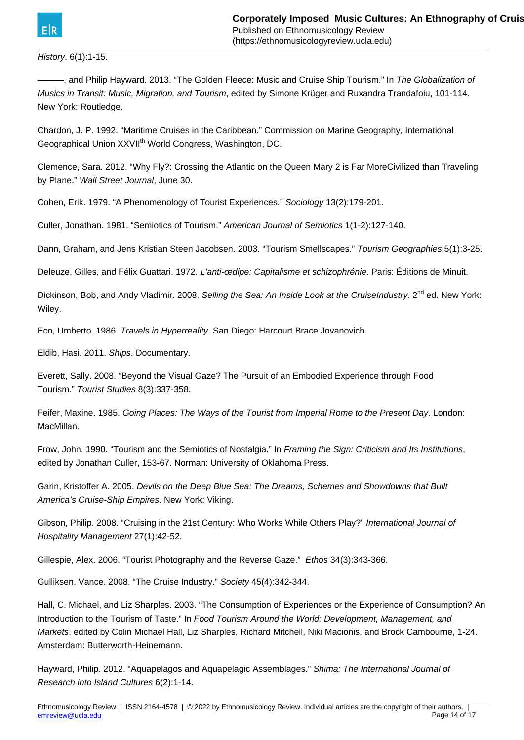*History*. 6(1):1-15.

———, and Philip Hayward. 2013. "The Golden Fleece: Music and Cruise Ship Tourism." In *The Globalization of Musics in Transit: Music, Migration, and Tourism*, edited by Simone Krüger and Ruxandra Trandafoiu, 101-114. New York: Routledge.

Chardon, J. P. 1992. "Maritime Cruises in the Caribbean." Commission on Marine Geography, International Geographical Union XXVII$^{th}$ World Congress, Washington, DC.

Clemence, Sara. 2012. "Why Fly?: Crossing the Atlantic on the Queen Mary 2 is Far MoreCivilized than Traveling by Plane." *Wall Street Journal*, June 30.

Cohen, Erik. 1979. "A Phenomenology of Tourist Experiences." *Sociology* 13(2):179-201.

Culler, Jonathan. 1981. "Semiotics of Tourism." *American Journal of Semiotics* 1(1-2):127-140.

Dann, Graham, and Jens Kristian Steen Jacobsen. 2003. "Tourism Smellscapes." *Tourism Geographies* 5(1):3-25.

Deleuze, Gilles, and Félix Guattari. 1972. *L'anti-œdipe: Capitalisme et schizophrénie*. Paris: Éditions de Minuit.

Dickinson, Bob, and Andy Vladimir. 2008. *Selling the Sea: An Inside Look at the CruiseIndustry*. 2$^{nd}$ ed. New York: Wiley.

Eco, Umberto. 1986. *Travels in Hyperreality*. San Diego: Harcourt Brace Jovanovich.

Eldib, Hasi. 2011. *Ships*. Documentary.

Everett, Sally. 2008. "Beyond the Visual Gaze? The Pursuit of an Embodied Experience through Food Tourism." *Tourist Studies* 8(3):337-358.

Feifer, Maxine. 1985. *Going Places: The Ways of the Tourist from Imperial Rome to the Present Day*. London: MacMillan.

Frow, John. 1990. "Tourism and the Semiotics of Nostalgia." In *Framing the Sign: Criticism and Its Institutions*, edited by Jonathan Culler, 153-67. Norman: University of Oklahoma Press.

Garin, Kristoffer A. 2005. *Devils on the Deep Blue Sea: The Dreams, Schemes and Showdowns that Built America's Cruise-Ship Empires*. New York: Viking.

Gibson, Philip. 2008. "Cruising in the 21st Century: Who Works While Others Play?" *International Journal of Hospitality Management* 27(1):42-52.

Gillespie, Alex. 2006. "Tourist Photography and the Reverse Gaze." *Ethos* 34(3):343-366.

Gulliksen, Vance. 2008. "The Cruise Industry." *Society* 45(4):342-344.

Hall, C. Michael, and Liz Sharples. 2003. "The Consumption of Experiences or the Experience of Consumption? An Introduction to the Tourism of Taste." In *Food Tourism Around the World: Development, Management, and Markets*, edited by Colin Michael Hall, Liz Sharples, Richard Mitchell, Niki Macionis, and Brock Cambourne, 1-24. Amsterdam: Butterworth-Heinemann.

Hayward, Philip. 2012. "Aquapelagos and Aquapelagic Assemblages." *Shima: The International Journal of Research into Island Cultures* 6(2):1-14.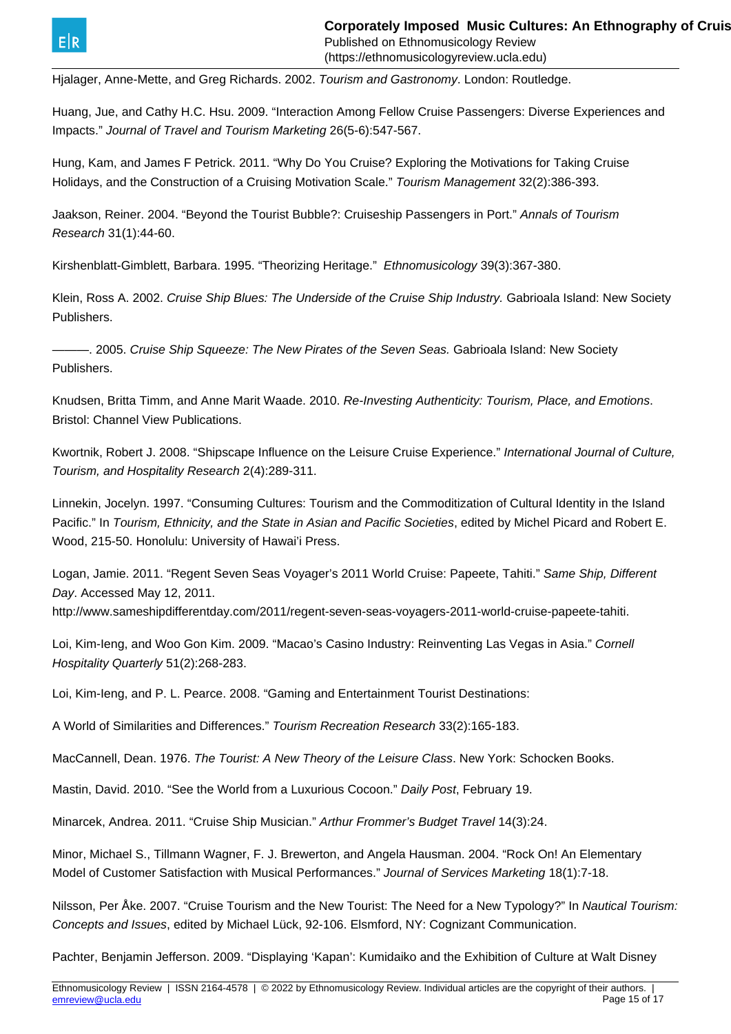Hjalager, Anne-Mette, and Greg Richards. 2002. *Tourism and Gastronomy*. London: Routledge.

Huang, Jue, and Cathy H.C. Hsu. 2009. "Interaction Among Fellow Cruise Passengers: Diverse Experiences and Impacts." *Journal of Travel and Tourism Marketing* 26(5-6):547-567.

Hung, Kam, and James F Petrick. 2011. "Why Do You Cruise? Exploring the Motivations for Taking Cruise Holidays, and the Construction of a Cruising Motivation Scale." *Tourism Management* 32(2):386-393.

Jaakson, Reiner. 2004. "Beyond the Tourist Bubble?: Cruiseship Passengers in Port." *Annals of Tourism Research* 31(1):44-60.

Kirshenblatt-Gimblett, Barbara. 1995. "Theorizing Heritage." *Ethnomusicology* 39(3):367-380.

Klein, Ross A. 2002. *Cruise Ship Blues: The Underside of the Cruise Ship Industry.* Gabrioala Island: New Society Publishers.

———. 2005. *Cruise Ship Squeeze: The New Pirates of the Seven Seas.* Gabrioala Island: New Society Publishers.

Knudsen, Britta Timm, and Anne Marit Waade. 2010. *Re-Investing Authenticity: Tourism, Place, and Emotions*. Bristol: Channel View Publications.

Kwortnik, Robert J. 2008. "Shipscape Influence on the Leisure Cruise Experience." *International Journal of Culture, Tourism, and Hospitality Research* 2(4):289-311.

Linnekin, Jocelyn. 1997. "Consuming Cultures: Tourism and the Commoditization of Cultural Identity in the Island Pacific." In *Tourism, Ethnicity, and the State in Asian and Pacific Societies*, edited by Michel Picard and Robert E. Wood, 215-50. Honolulu: University of Hawai'i Press.

Logan, Jamie. 2011. "Regent Seven Seas Voyager's 2011 World Cruise: Papeete, Tahiti." *Same Ship, Different Day*. Accessed May 12, 2011. http://www.sameshipdifferentday.com/2011/regent-seven-seas-voyagers-2011-world-cruise-papeete-tahiti.

Loi, Kim-Ieng, and Woo Gon Kim. 2009. "Macao's Casino Industry: Reinventing Las Vegas in Asia." *Cornell Hospitality Quarterly* 51(2):268-283.

Loi, Kim-Ieng, and P. L. Pearce. 2008. "Gaming and Entertainment Tourist Destinations:

A World of Similarities and Differences." *Tourism Recreation Research* 33(2):165-183.

MacCannell, Dean. 1976. *The Tourist: A New Theory of the Leisure Class*. New York: Schocken Books.

Mastin, David. 2010. "See the World from a Luxurious Cocoon." *Daily Post*, February 19.

Minarcek, Andrea. 2011. "Cruise Ship Musician." *Arthur Frommer's Budget Travel* 14(3):24.

Minor, Michael S., Tillmann Wagner, F. J. Brewerton, and Angela Hausman. 2004. "Rock On! An Elementary Model of Customer Satisfaction with Musical Performances." *Journal of Services Marketing* 18(1):7-18.

Nilsson, Per Åke. 2007. "Cruise Tourism and the New Tourist: The Need for a New Typology?" In *Nautical Tourism: Concepts and Issues*, edited by Michael Lück, 92-106. Elmsford, NY: Cognizant Communication.

Pachter, Benjamin Jefferson. 2009. "Displaying 'Kapan': Kumidaiko and the Exhibition of Culture at Walt Disney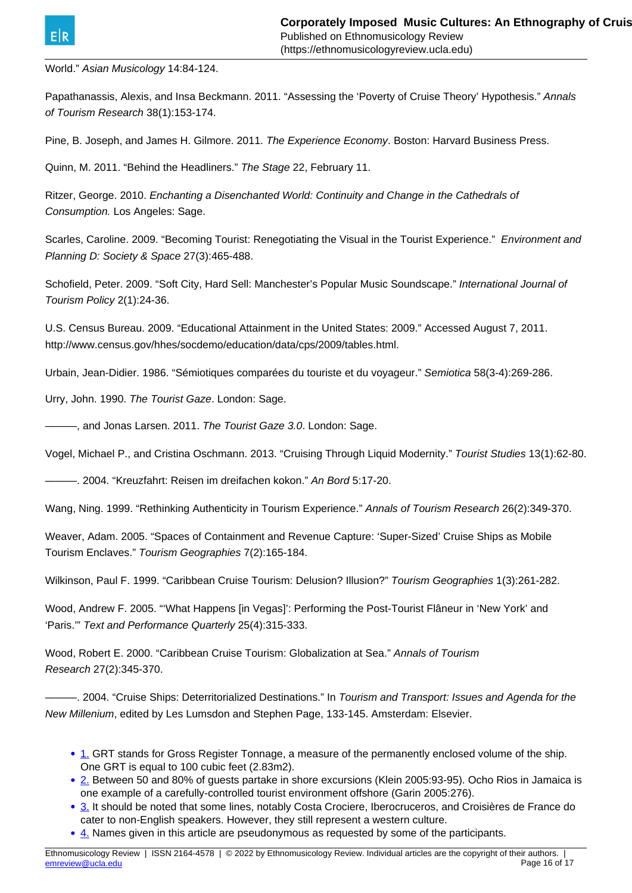World." *Asian Musicology* 14:84-124.

Papathanassis, Alexis, and Insa Beckmann. 2011. "Assessing the 'Poverty of Cruise Theory' Hypothesis." *Annals of Tourism Research* 38(1):153-174.

Pine, B. Joseph, and James H. Gilmore. 2011. *The Experience Economy*. Boston: Harvard Business Press.

Quinn, M. 2011. "Behind the Headliners." *The Stage* 22, February 11.

Ritzer, George. 2010. *Enchanting a Disenchanted World: Continuity and Change in the Cathedrals of Consumption.* Los Angeles: Sage.

Scarles, Caroline. 2009. "Becoming Tourist: Renegotiating the Visual in the Tourist Experience." *Environment and Planning D: Society & Space* 27(3):465-488.

Schofield, Peter. 2009. "Soft City, Hard Sell: Manchester's Popular Music Soundscape." *International Journal of Tourism Policy* 2(1):24-36.

U.S. Census Bureau. 2009. "Educational Attainment in the United States: 2009." Accessed August 7, 2011. http://www.census.gov/hhes/socdemo/education/data/cps/2009/tables.html.

Urbain, Jean-Didier. 1986. "Sémiotiques comparées du touriste et du voyageur." *Semiotica* 58(3-4):269-286.

Urry, John. 1990. *The Tourist Gaze*. London: Sage.

———, and Jonas Larsen. 2011. *The Tourist Gaze 3.0*. London: Sage.

Vogel, Michael P., and Cristina Oschmann. 2013. "Cruising Through Liquid Modernity." *Tourist Studies* 13(1):62-80.

———. 2004. "Kreuzfahrt: Reisen im dreifachen kokon." *An Bord* 5:17-20.

Wang, Ning. 1999. "Rethinking Authenticity in Tourism Experience." *Annals of Tourism Research* 26(2):349-370.

Weaver, Adam. 2005. "Spaces of Containment and Revenue Capture: 'Super-Sized' Cruise Ships as Mobile Tourism Enclaves." *Tourism Geographies* 7(2):165-184.

Wilkinson, Paul F. 1999. "Caribbean Cruise Tourism: Delusion? Illusion?" *Tourism Geographies* 1(3):261-282.

Wood, Andrew F. 2005. "'What Happens [in Vegas]': Performing the Post-Tourist Flâneur in 'New York' and 'Paris.'" *Text and Performance Quarterly* 25(4):315-333.

Wood, Robert E. 2000. "Caribbean Cruise Tourism: Globalization at Sea." *Annals of Tourism Research* 27(2):345-370.

———. 2004. "Cruise Ships: Deterritorialized Destinations." In *Tourism and Transport: Issues and Agenda for the New Millenium*, edited by Les Lumsdon and Stephen Page, 133-145. Amsterdam: Elsevier.

- 1. GRT stands for Gross Register Tonnage, a measure of the permanently enclosed volume of the ship. One GRT is equal to 100 cubic feet (2.83m2).
- 2. Between 50 and 80% of guests partake in shore excursions (Klein 2005:93-95). Ocho Rios in Jamaica is one example of a carefully-controlled tourist environment offshore (Garin 2005:276).
- 3. It should be noted that some lines, notably Costa Crociere, Iberocruceros, and Croisières de France do cater to non-English speakers. However, they still represent a western culture.
- 4. Names given in this article are pseudonymous as requested by some of the participants.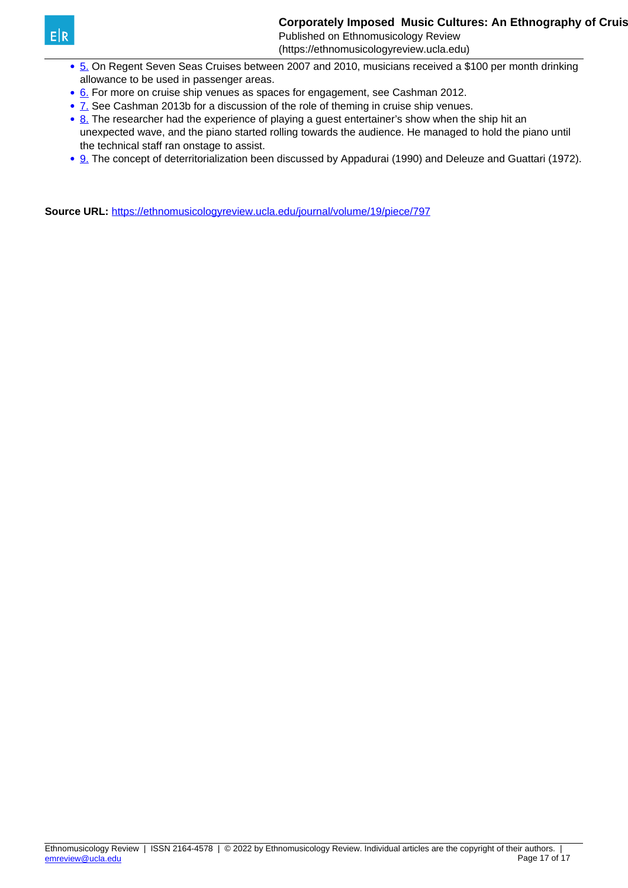- 5. On Regent Seven Seas Cruises between 2007 and 2010, musicians received a $100 per month drinking allowance to be used in passenger areas.
- 6. For more on cruise ship venues as spaces for engagement, see Cashman 2012.
- 7. See Cashman 2013b for a discussion of the role of theming in cruise ship venues.
- 8. The researcher had the experience of playing a guest entertainer's show when the ship hit an unexpected wave, and the piano started rolling towards the audience. He managed to hold the piano until the technical staff ran onstage to assist.
- 9. The concept of deterritorialization been discussed by Appadurai (1990) and Deleuze and Guattari (1972).

**Source URL:** https://ethnomusicologyreview.ucla.edu/journal/volume/19/piece/797